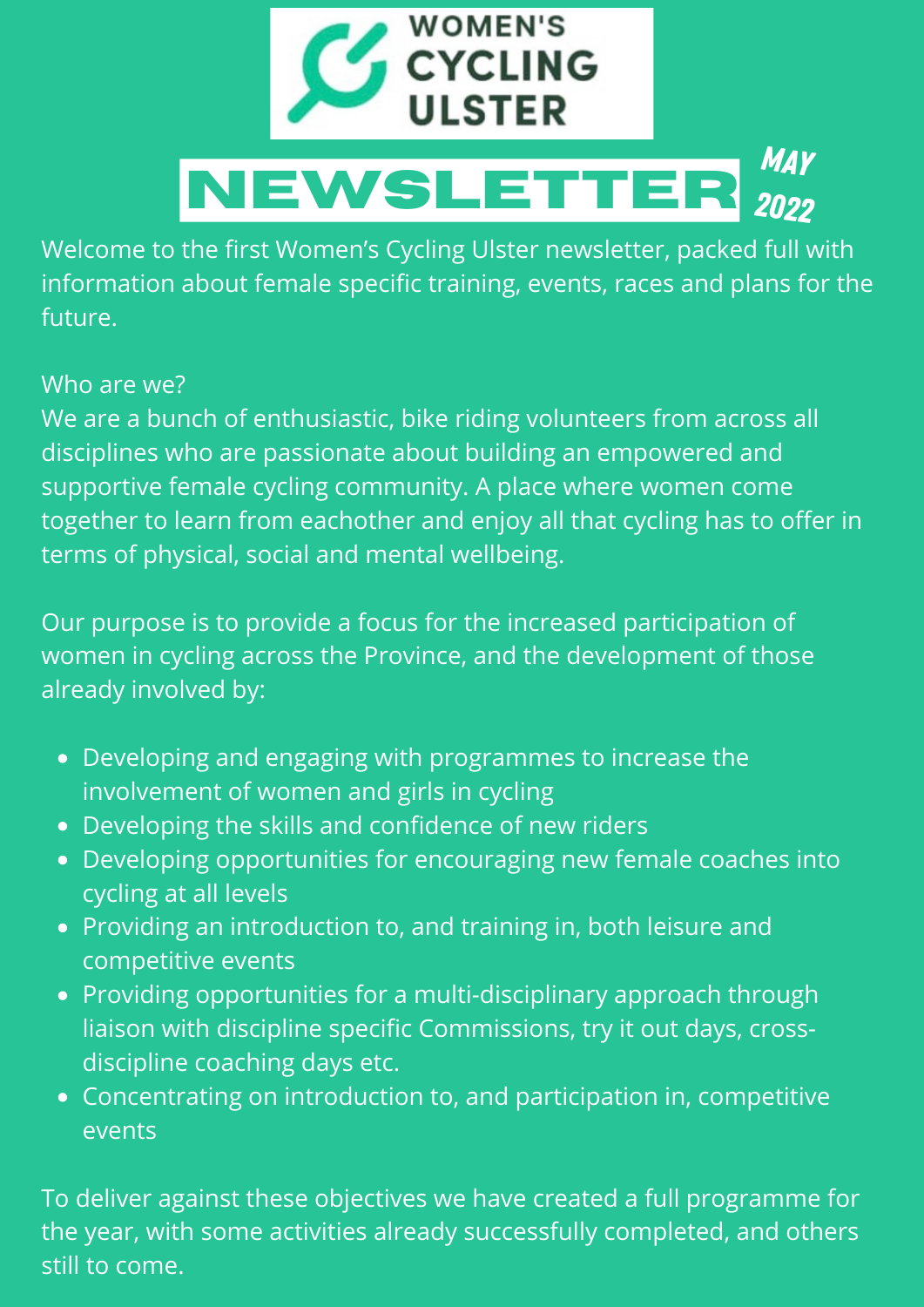# WOMEN'S CYCLING ULSTER

# NEWSLETTER

*MAY 2022*

Welcome to the first Women's Cycling Ulster newsletter, packed full with information about female specific training, events, races and plans for the future.

Who are we?
We are a bunch of enthusiastic, bike riding volunteers from across all disciplines who are passionate about building an empowered and supportive female cycling community. A place where women come together to learn from eachother and enjoy all that cycling has to offer in terms of physical, social and mental wellbeing.

Our purpose is to provide a focus for the increased participation of women in cycling across the Province, and the development of those already involved by:

- Developing and engaging with programmes to increase the involvement of women and girls in cycling
- Developing the skills and confidence of new riders
- Developing opportunities for encouraging new female coaches into cycling at all levels
- Providing an introduction to, and training in, both leisure and competitive events
- Providing opportunities for a multi-disciplinary approach through liaison with discipline specific Commissions, try it out days, cross-discipline coaching days etc.
- Concentrating on introduction to, and participation in, competitive events

To deliver against these objectives we have created a full programme for the year, with some activities already successfully completed, and others still to come.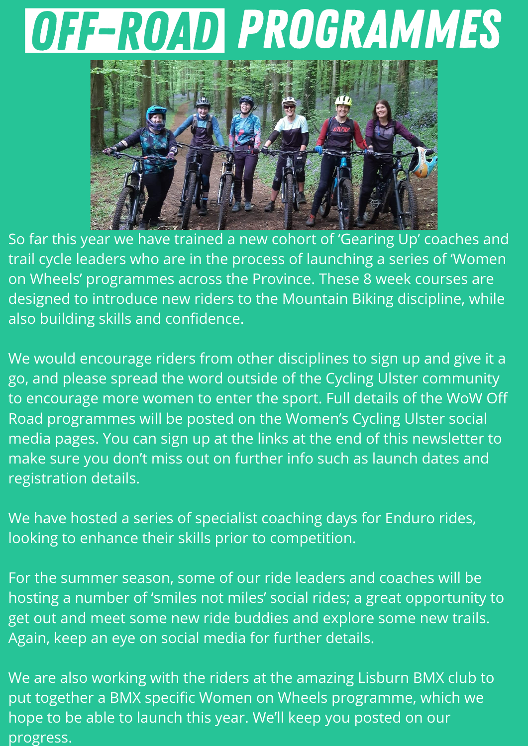# OFF-ROAD PROGRAMMES

So far this year we have trained a new cohort of 'Gearing Up' coaches and trail cycle leaders who are in the process of launching a series of 'Women on Wheels' programmes across the Province. These 8 week courses are designed to introduce new riders to the Mountain Biking discipline, while also building skills and confidence.

We would encourage riders from other disciplines to sign up and give it a go, and please spread the word outside of the Cycling Ulster community to encourage more women to enter the sport. Full details of the WoW Off Road programmes will be posted on the Women's Cycling Ulster social media pages. You can sign up at the links at the end of this newsletter to make sure you don't miss out on further info such as launch dates and registration details.

We have hosted a series of specialist coaching days for Enduro rides, looking to enhance their skills prior to competition.

For the summer season, some of our ride leaders and coaches will be hosting a number of 'smiles not miles' social rides; a great opportunity to get out and meet some new ride buddies and explore some new trails. Again, keep an eye on social media for further details.

We are also working with the riders at the amazing Lisburn BMX club to put together a BMX specific Women on Wheels programme, which we hope to be able to launch this year. We'll keep you posted on our progress.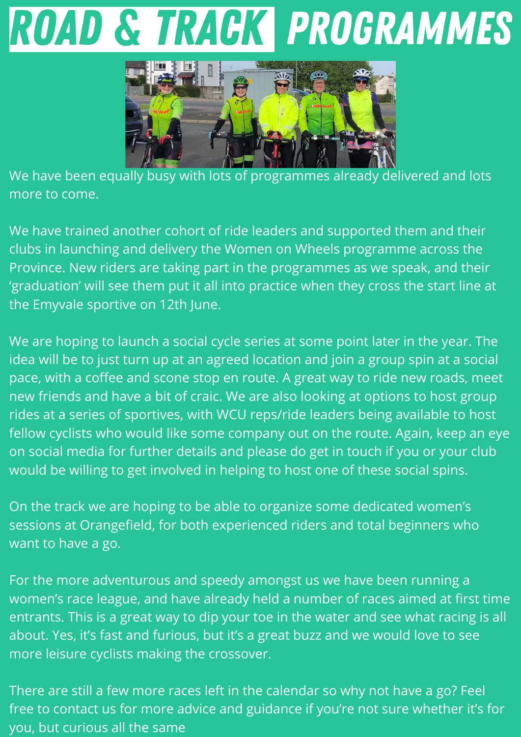# ROAD & TRACK PROGRAMMES

We have been equally busy with lots of programmes already delivered and lots more to come.

We have trained another cohort of ride leaders and supported them and their clubs in launching and delivery the Women on Wheels programme across the Province. New riders are taking part in the programmes as we speak, and their 'graduation' will see them put it all into practice when they cross the start line at the Emyvale sportive on 12th June.

We are hoping to launch a social cycle series at some point later in the year. The idea will be to just turn up at an agreed location and join a group spin at a social pace, with a coffee and scone stop en route. A great way to ride new roads, meet new friends and have a bit of craic. We are also looking at options to host group rides at a series of sportives, with WCU reps/ride leaders being available to host fellow cyclists who would like some company out on the route. Again, keep an eye on social media for further details and please do get in touch if you or your club would be willing to get involved in helping to host one of these social spins.

On the track we are hoping to be able to organize some dedicated women's sessions at Orangefield, for both experienced riders and total beginners who want to have a go.

For the more adventurous and speedy amongst us we have been running a women's race league, and have already held a number of races aimed at first time entrants. This is a great way to dip your toe in the water and see what racing is all about. Yes, it's fast and furious, but it's a great buzz and we would love to see more leisure cyclists making the crossover.

There are still a few more races left in the calendar so why not have a go? Feel free to contact us for more advice and guidance if you're not sure whether it's for you, but curious all the same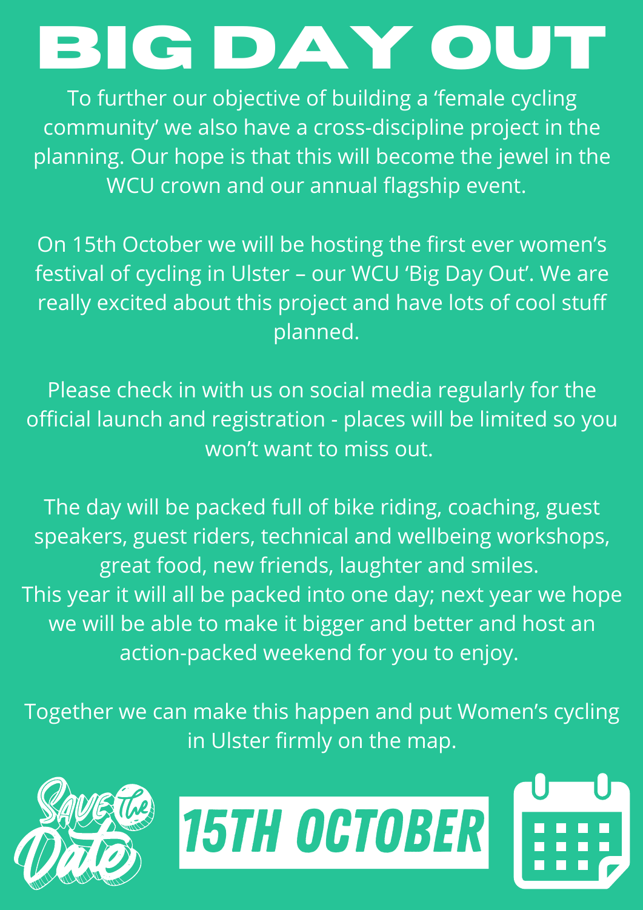# BIG DAY OUT

To further our objective of building a 'female cycling community' we also have a cross-discipline project in the planning. Our hope is that this will become the jewel in the WCU crown and our annual flagship event.

On 15th October we will be hosting the first ever women's festival of cycling in Ulster – our WCU 'Big Day Out'. We are really excited about this project and have lots of cool stuff planned.

Please check in with us on social media regularly for the official launch and registration - places will be limited so you won't want to miss out.

The day will be packed full of bike riding, coaching, guest speakers, guest riders, technical and wellbeing workshops, great food, new friends, laughter and smiles.
This year it will all be packed into one day; next year we hope we will be able to make it bigger and better and host an action-packed weekend for you to enjoy.

Together we can make this happen and put Women's cycling in Ulster firmly on the map.

Save the Date

**15TH OCTOBER**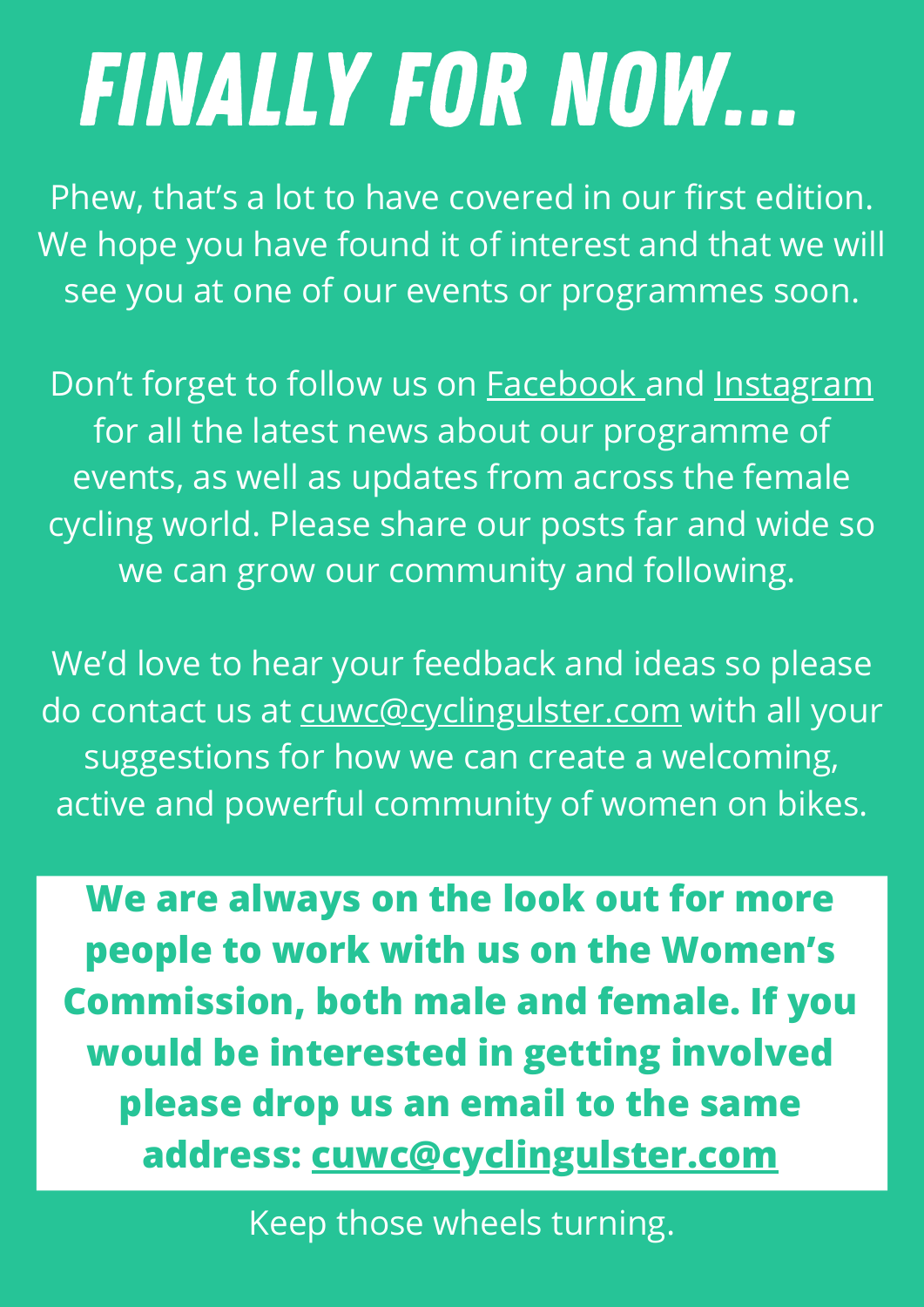# FINALLY FOR NOW...

Phew, that's a lot to have covered in our first edition. We hope you have found it of interest and that we will see you at one of our events or programmes soon.

Don't forget to follow us on Facebook and Instagram for all the latest news about our programme of events, as well as updates from across the female cycling world. Please share our posts far and wide so we can grow our community and following.

We'd love to hear your feedback and ideas so please do contact us at cuwc@cyclingulster.com with all your suggestions for how we can create a welcoming, active and powerful community of women on bikes.

**We are always on the look out for more people to work with us on the Women's Commission, both male and female. If you would be interested in getting involved please drop us an email to the same address: cuwc@cyclingulster.com**

Keep those wheels turning.